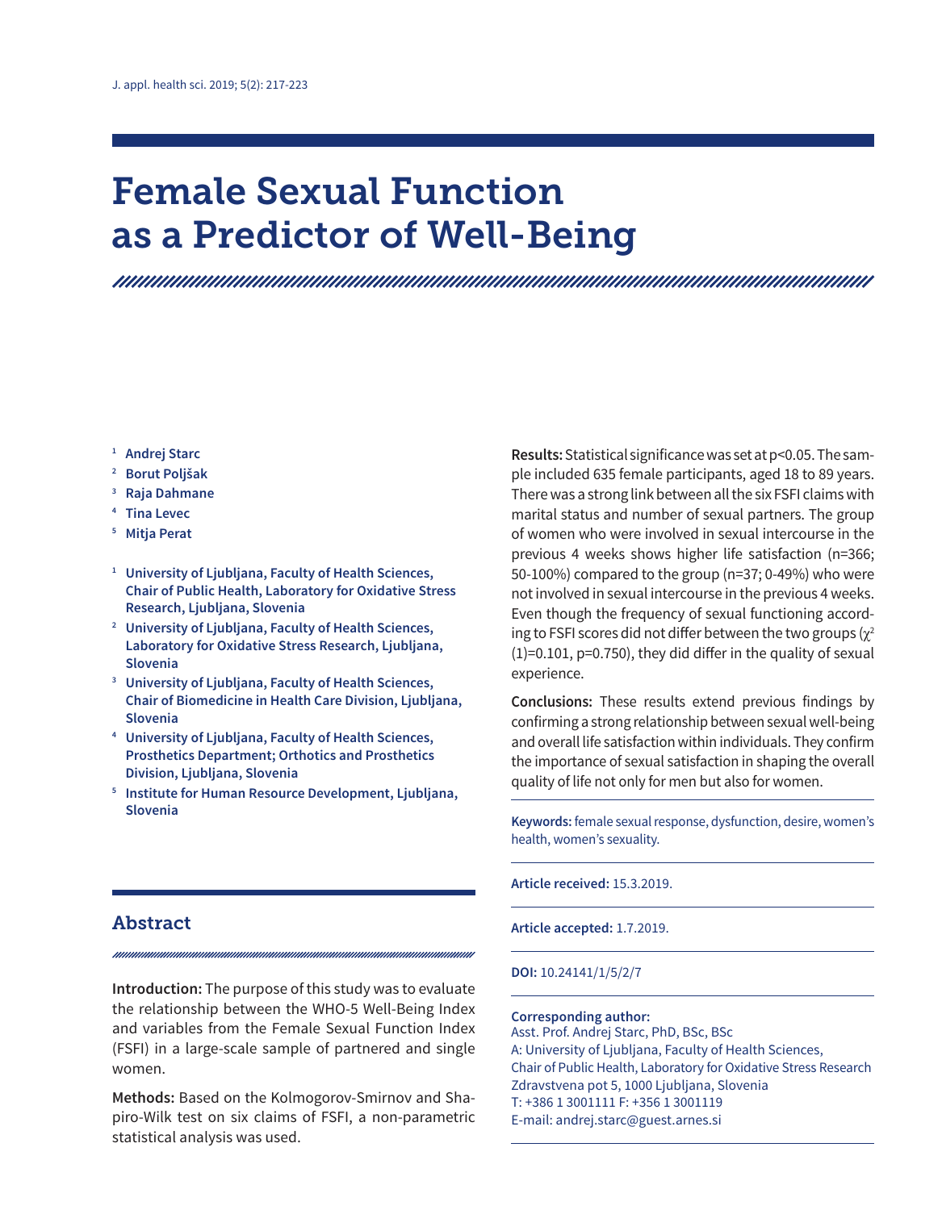# Female Sexual Function as a Predictor of Well-Being

[1] **Andrej Starc**
[2] **Borut Poljšak**
[3] **Raja Dahmane**
[4] **Tina Levec**
[5] **Mitja Perat**

[1] **University of Ljubljana, Faculty of Health Sciences, Chair of Public Health, Laboratory for Oxidative Stress Research, Ljubljana, Slovenia**
[2] **University of Ljubljana, Faculty of Health Sciences, Laboratory for Oxidative Stress Research, Ljubljana, Slovenia**
[3] **University of Ljubljana, Faculty of Health Sciences, Chair of Biomedicine in Health Care Division, Ljubljana, Slovenia**
[4] **University of Ljubljana, Faculty of Health Sciences, Prosthetics Department; Orthotics and Prosthetics Division, Ljubljana, Slovenia**
[5] **Institute for Human Resource Development, Ljubljana, Slovenia**

## Abstract

**Introduction:** The purpose of this study was to evaluate the relationship between the WHO-5 Well-Being Index and variables from the Female Sexual Function Index (FSFI) in a large-scale sample of partnered and single women.

**Methods:** Based on the Kolmogorov-Smirnov and Shapiro-Wilk test on six claims of FSFI, a non-parametric statistical analysis was used.

**Results:** Statistical significance was set at $p<0.05$. The sample included 635 female participants, aged 18 to 89 years. There was a strong link between all the six FSFI claims with marital status and number of sexual partners. The group of women who were involved in sexual intercourse in the previous 4 weeks shows higher life satisfaction (n=366; 50-100%) compared to the group (n=37; 0-49%) who were not involved in sexual intercourse in the previous 4 weeks. Even though the frequency of sexual functioning according to FSFI scores did not differ between the two groups ($\chi^2$ (1)=0.101, p=0.750), they did differ in the quality of sexual experience.

**Conclusions:** These results extend previous findings by confirming a strong relationship between sexual well-being and overall life satisfaction within individuals. They confirm the importance of sexual satisfaction in shaping the overall quality of life not only for men but also for women.

**Keywords:** female sexual response, dysfunction, desire, women's health, women's sexuality.

**Article received:** 15.3.2019.

**Article accepted:** 1.7.2019.

**DOI:** 10.24141/1/5/2/7

**Corresponding author:**
Asst. Prof. Andrej Starc, PhD, BSc, BSc
A: University of Ljubljana, Faculty of Health Sciences,
Chair of Public Health, Laboratory for Oxidative Stress Research
Zdravstvena pot 5, 1000 Ljubljana, Slovenia
T: +386 1 3001111 F: +356 1 3001119
E-mail: andrej.starc@guest.arnes.si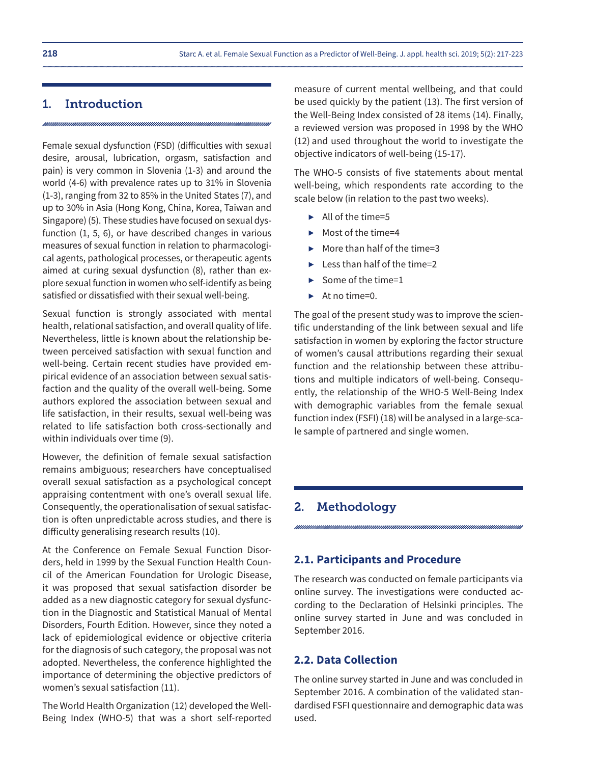## 1. Introduction

Female sexual dysfunction (FSD) (difficulties with sexual desire, arousal, lubrication, orgasm, satisfaction and pain) is very common in Slovenia (1-3) and around the world (4-6) with prevalence rates up to 31% in Slovenia (1-3), ranging from 32 to 85% in the United States (7), and up to 30% in Asia (Hong Kong, China, Korea, Taiwan and Singapore) (5). These studies have focused on sexual dysfunction (1, 5, 6), or have described changes in various measures of sexual function in relation to pharmacological agents, pathological processes, or therapeutic agents aimed at curing sexual dysfunction (8), rather than explore sexual function in women who self-identify as being satisfied or dissatisfied with their sexual well-being.

Sexual function is strongly associated with mental health, relational satisfaction, and overall quality of life. Nevertheless, little is known about the relationship between perceived satisfaction with sexual function and well-being. Certain recent studies have provided empirical evidence of an association between sexual satisfaction and the quality of the overall well-being. Some authors explored the association between sexual and life satisfaction, in their results, sexual well-being was related to life satisfaction both cross-sectionally and within individuals over time (9).

However, the definition of female sexual satisfaction remains ambiguous; researchers have conceptualised overall sexual satisfaction as a psychological concept appraising contentment with one's overall sexual life. Consequently, the operationalisation of sexual satisfaction is often unpredictable across studies, and there is difficulty generalising research results (10).

At the Conference on Female Sexual Function Disorders, held in 1999 by the Sexual Function Health Council of the American Foundation for Urologic Disease, it was proposed that sexual satisfaction disorder be added as a new diagnostic category for sexual dysfunction in the Diagnostic and Statistical Manual of Mental Disorders, Fourth Edition. However, since they noted a lack of epidemiological evidence or objective criteria for the diagnosis of such category, the proposal was not adopted. Nevertheless, the conference highlighted the importance of determining the objective predictors of women's sexual satisfaction (11).

The World Health Organization (12) developed the Well-Being Index (WHO-5) that was a short self-reported measure of current mental wellbeing, and that could be used quickly by the patient (13). The first version of the Well-Being Index consisted of 28 items (14). Finally, a reviewed version was proposed in 1998 by the WHO (12) and used throughout the world to investigate the objective indicators of well-being (15-17).

The WHO-5 consists of five statements about mental well-being, which respondents rate according to the scale below (in relation to the past two weeks).

- All of the time=5
- Most of the time=4
- More than half of the time=3
- Less than half of the time=2
- Some of the time=1
- At no time=0.

The goal of the present study was to improve the scientific understanding of the link between sexual and life satisfaction in women by exploring the factor structure of women's causal attributions regarding their sexual function and the relationship between these attributions and multiple indicators of well-being. Consequently, the relationship of the WHO-5 Well-Being Index with demographic variables from the female sexual function index (FSFI) (18) will be analysed in a large-scale sample of partnered and single women.

## 2. Methodology

### 2.1. Participants and Procedure

The research was conducted on female participants via online survey. The investigations were conducted according to the Declaration of Helsinki principles. The online survey started in June and was concluded in September 2016.

### 2.2. Data Collection

The online survey started in June and was concluded in September 2016. A combination of the validated standardised FSFI questionnaire and demographic data was used.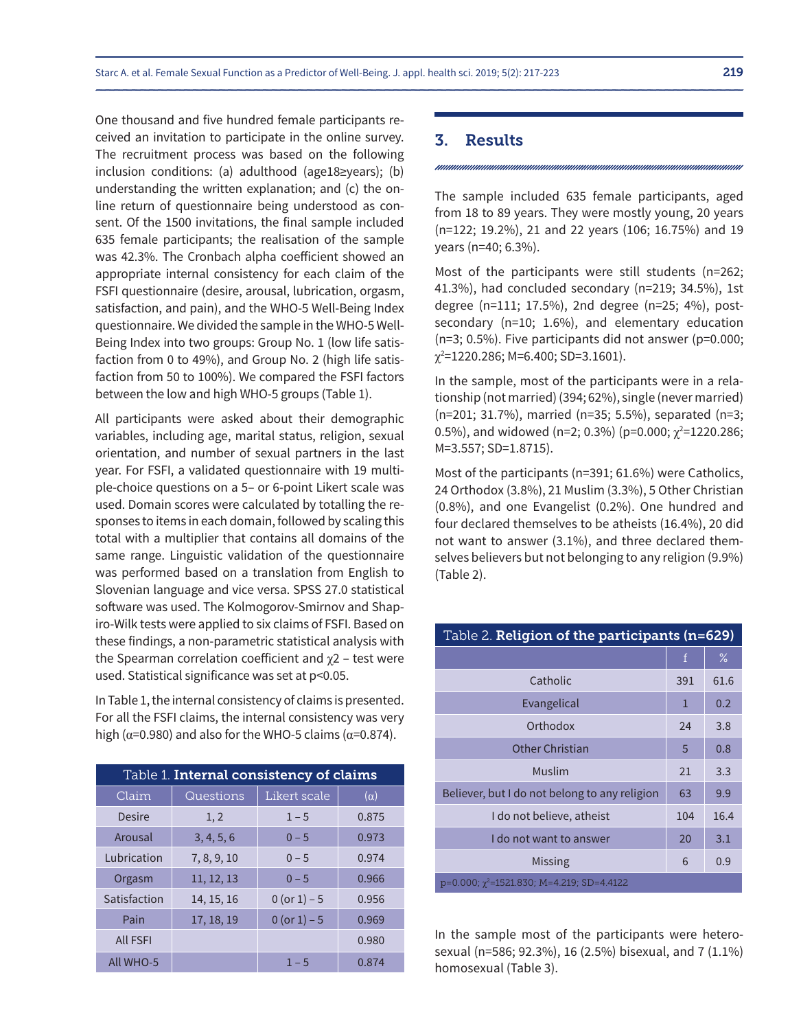One thousand and five hundred female participants received an invitation to participate in the online survey. The recruitment process was based on the following inclusion conditions: (a) adulthood (age18≥years); (b) understanding the written explanation; and (c) the online return of questionnaire being understood as consent. Of the 1500 invitations, the final sample included 635 female participants; the realisation of the sample was 42.3%. The Cronbach alpha coefficient showed an appropriate internal consistency for each claim of the FSFI questionnaire (desire, arousal, lubrication, orgasm, satisfaction, and pain), and the WHO-5 Well-Being Index questionnaire. We divided the sample in the WHO-5 Well-Being Index into two groups: Group No. 1 (low life satisfaction from 0 to 49%), and Group No. 2 (high life satisfaction from 50 to 100%). We compared the FSFI factors between the low and high WHO-5 groups (Table 1).

All participants were asked about their demographic variables, including age, marital status, religion, sexual orientation, and number of sexual partners in the last year. For FSFI, a validated questionnaire with 19 multiple-choice questions on a 5– or 6-point Likert scale was used. Domain scores were calculated by totalling the responses to items in each domain, followed by scaling this total with a multiplier that contains all domains of the same range. Linguistic validation of the questionnaire was performed based on a translation from English to Slovenian language and vice versa. SPSS 27.0 statistical software was used. The Kolmogorov-Smirnov and Shapiro-Wilk tests were applied to six claims of FSFI. Based on these findings, a non-parametric statistical analysis with the Spearman correlation coefficient and $\chi 2$ – test were used. Statistical significance was set at $p<0.05$.

In Table 1, the internal consistency of claims is presented. For all the FSFI claims, the internal consistency was very high ($\alpha=0.980$) and also for the WHO-5 claims ($\alpha=0.874$).

Table 1. **Internal consistency of claims**

| Claim | Questions | Likert scale | (α) |
|---|---|---|---|
| Desire | 1, 2 | 1 – 5 | 0.875 |
| Arousal | 3, 4, 5, 6 | 0 – 5 | 0.973 |
| Lubrication | 7, 8, 9, 10 | 0 – 5 | 0.974 |
| Orgasm | 11, 12, 13 | 0 – 5 | 0.966 |
| Satisfaction | 14, 15, 16 | 0 (or 1) – 5 | 0.956 |
| Pain | 17, 18, 19 | 0 (or 1) – 5 | 0.969 |
| All FSFI | | | 0.980 |
| All WHO-5 | | 1 – 5 | 0.874 |

## 3. Results

The sample included 635 female participants, aged from 18 to 89 years. They were mostly young, 20 years (n=122; 19.2%), 21 and 22 years (106; 16.75%) and 19 years (n=40; 6.3%).

Most of the participants were still students (n=262; 41.3%), had concluded secondary (n=219; 34.5%), 1st degree (n=111; 17.5%), 2nd degree (n=25; 4%), post-secondary (n=10; 1.6%), and elementary education (n=3; 0.5%). Five participants did not answer ($p=0.000$; $\chi^2=1220.286$; M=6.400; SD=3.1601).

In the sample, most of the participants were in a relationship (not married) (394; 62%), single (never married) (n=201; 31.7%), married (n=35; 5.5%), separated (n=3; 0.5%), and widowed (n=2; 0.3%) ($p=0.000$; $\chi^2=1220.286$; M=3.557; SD=1.8715).

Most of the participants (n=391; 61.6%) were Catholics, 24 Orthodox (3.8%), 21 Muslim (3.3%), 5 Other Christian (0.8%), and one Evangelist (0.2%). One hundred and four declared themselves to be atheists (16.4%), 20 did not want to answer (3.1%), and three declared themselves believers but not belonging to any religion (9.9%) (Table 2).

Table 2. **Religion of the participants (n=629)**

| | f | % |
|---|---|---|
| Catholic | 391 | 61.6 |
| Evangelical | 1 | 0.2 |
| Orthodox | 24 | 3.8 |
| Other Christian | 5 | 0.8 |
| Muslim | 21 | 3.3 |
| Believer, but I do not belong to any religion | 63 | 9.9 |
| I do not believe, atheist | 104 | 16.4 |
| I do not want to answer | 20 | 3.1 |
| Missing | 6 | 0.9 |
| $p=0.000$; $\chi^2=1521.830$; M=4.219; SD=4.4122 | | |

In the sample most of the participants were heterosexual (n=586; 92.3%), 16 (2.5%) bisexual, and 7 (1.1%) homosexual (Table 3).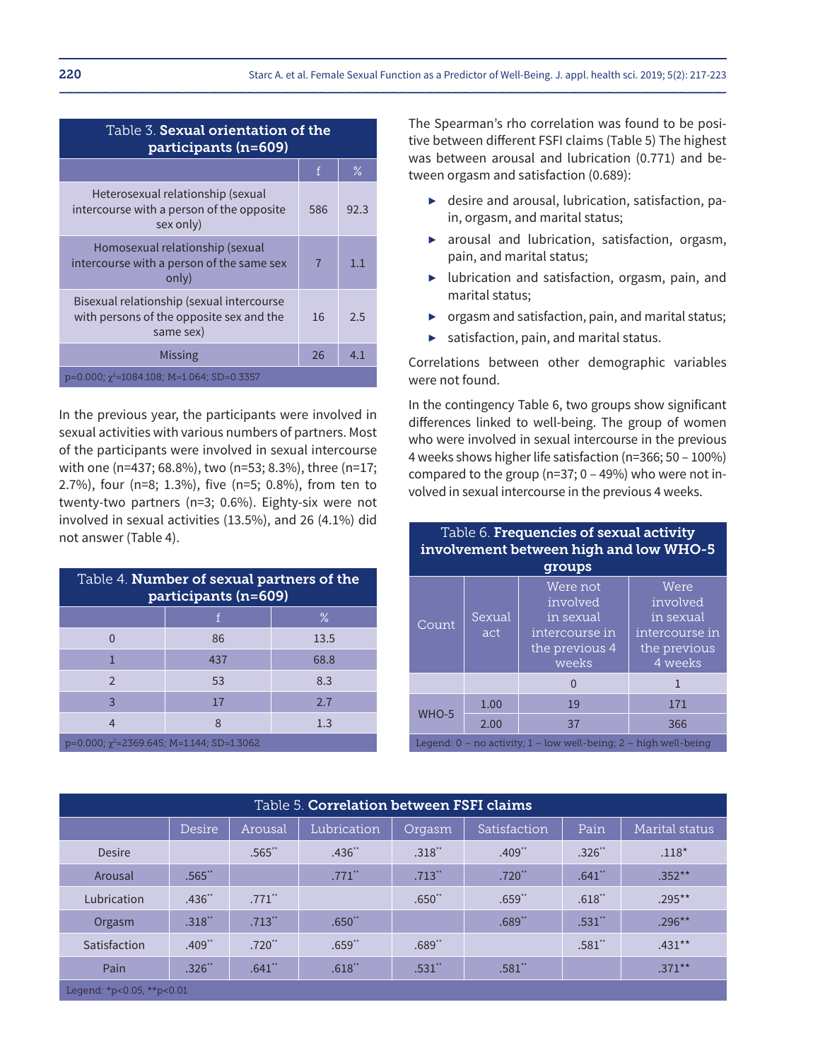Table 3. **Sexual orientation of the participants (n=609)**

| | f | % |
|---|---|---|
| Heterosexual relationship (sexual intercourse with a person of the opposite sex only) | 586 | 92.3 |
| Homosexual relationship (sexual intercourse with a person of the same sex only) | 7 | 1.1 |
| Bisexual relationship (sexual intercourse with persons of the opposite sex and the same sex) | 16 | 2.5 |
| Missing | 26 | 4.1 |

p=0.000; $\chi^2$=1084.108; M=1.064; SD=0.3357

In the previous year, the participants were involved in sexual activities with various numbers of partners. Most of the participants were involved in sexual intercourse with one (n=437; 68.8%), two (n=53; 8.3%), three (n=17; 2.7%), four (n=8; 1.3%), five (n=5; 0.8%), from ten to twenty-two partners (n=3; 0.6%). Eighty-six were not involved in sexual activities (13.5%), and 26 (4.1%) did not answer (Table 4).

Table 4. **Number of sexual partners of the participants (n=609)**

| | f | % |
|---|---|---|
| 0 | 86 | 13.5 |
| 1 | 437 | 68.8 |
| 2 | 53 | 8.3 |
| 3 | 17 | 2.7 |
| 4 | 8 | 1.3 |

p=0.000; $\chi^2$=2369.645; M=1.144; SD=1.3062

The Spearman's rho correlation was found to be positive between different FSFI claims (Table 5) The highest was between arousal and lubrication (0.771) and between orgasm and satisfaction (0.689):

- desire and arousal, lubrication, satisfaction, pain, orgasm, and marital status;
- arousal and lubrication, satisfaction, orgasm, pain, and marital status;
- lubrication and satisfaction, orgasm, pain, and marital status;
- orgasm and satisfaction, pain, and marital status;
- satisfaction, pain, and marital status.

Correlations between other demographic variables were not found.

In the contingency Table 6, two groups show significant differences linked to well-being. The group of women who were involved in sexual intercourse in the previous 4 weeks shows higher life satisfaction (n=366; 50 – 100%) compared to the group (n=37; 0 – 49%) who were not involved in sexual intercourse in the previous 4 weeks.

Table 6. **Frequencies of sexual activity involvement between high and low WHO-5 groups**

| Count | Sexual act | Were not involved in sexual intercourse in the previous 4 weeks | Were involved in sexual intercourse in the previous 4 weeks |
|---|---|---|---|
| | | 0 | 1 |
| WHO-5 | 1.00 | 19 | 171 |
| | 2.00 | 37 | 366 |

Legend: 0 – no activity; 1 – low well-being; 2 – high well-being

Table 5. **Correlation between FSFI claims**

| | Desire | Arousal | Lubrication | Orgasm | Satisfaction | Pain | Marital status |
|---|---|---|---|---|---|---|---|
| Desire | | .565** | .436** | .318** | .409** | .326** | .118* |
| Arousal | .565** | | .771** | .713** | .720** | .641** | .352** |
| Lubrication | .436** | .771** | | .650** | .659** | .618** | .295** |
| Orgasm | .318** | .713** | .650** | | .689** | .531** | .296** |
| Satisfaction | .409** | .720** | .659** | .689** | | .581** | .431** |
| Pain | .326** | .641** | .618** | .531** | .581** | | .371** |

Legend: *p<0.05, **p<0.01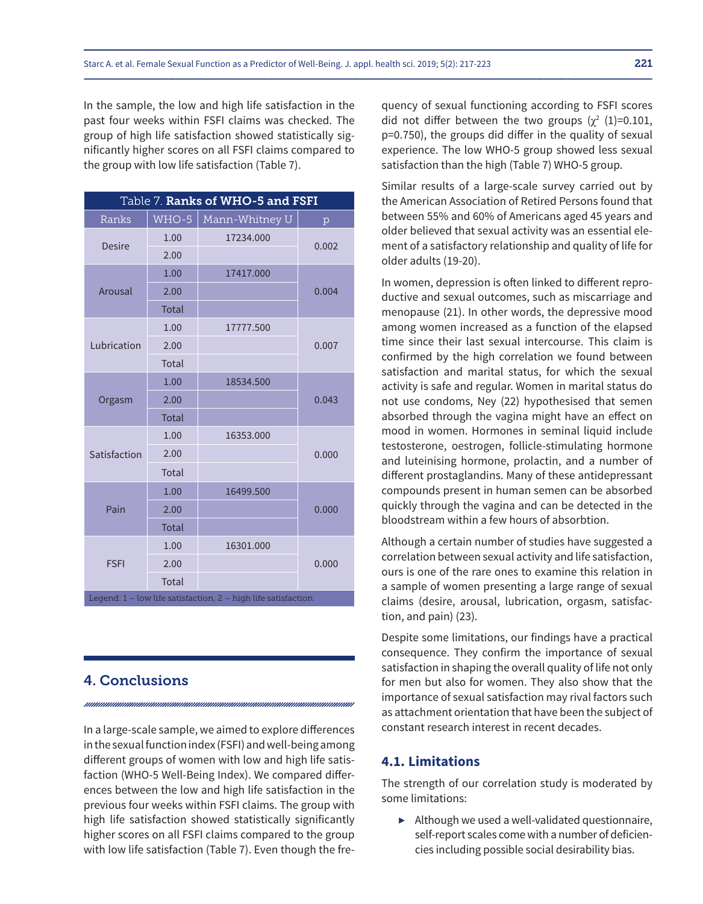In the sample, the low and high life satisfaction in the past four weeks within FSFI claims was checked. The group of high life satisfaction showed statistically significantly higher scores on all FSFI claims compared to the group with low life satisfaction (Table 7).

Table 7. **Ranks of WHO-5 and FSFI**

| Ranks | WHO-5 | Mann-Whitney U | p |
|---|---|---|---|
| Desire | 1.00 | 17234.000 | 0.002 |
| | 2.00 | | |
| Arousal | 1.00 | 17417.000 | 0.004 |
| | 2.00 | | |
| | Total | | |
| Lubrication | 1.00 | 17777.500 | 0.007 |
| | 2.00 | | |
| | Total | | |
| Orgasm | 1.00 | 18534.500 | 0.043 |
| | 2.00 | | |
| | Total | | |
| Satisfaction | 1.00 | 16353.000 | 0.000 |
| | 2.00 | | |
| | Total | | |
| Pain | 1.00 | 16499.500 | 0.000 |
| | 2.00 | | |
| | Total | | |
| FSFI | 1.00 | 16301.000 | 0.000 |
| | 2.00 | | |
| | Total | | |

Legend: 1 – low life satisfaction, 2 – high life satisfaction

## 4. Conclusions

In a large-scale sample, we aimed to explore differences in the sexual function index (FSFI) and well-being among different groups of women with low and high life satisfaction (WHO-5 Well-Being Index). We compared differences between the low and high life satisfaction in the previous four weeks within FSFI claims. The group with high life satisfaction showed statistically significantly higher scores on all FSFI claims compared to the group with low life satisfaction (Table 7). Even though the frequency of sexual functioning according to FSFI scores did not differ between the two groups ($\chi^2$ (1)=0.101, p=0.750), the groups did differ in the quality of sexual experience. The low WHO-5 group showed less sexual satisfaction than the high (Table 7) WHO-5 group.

Similar results of a large-scale survey carried out by the American Association of Retired Persons found that between 55% and 60% of Americans aged 45 years and older believed that sexual activity was an essential element of a satisfactory relationship and quality of life for older adults (19-20).

In women, depression is often linked to different reproductive and sexual outcomes, such as miscarriage and menopause (21). In other words, the depressive mood among women increased as a function of the elapsed time since their last sexual intercourse. This claim is confirmed by the high correlation we found between satisfaction and marital status, for which the sexual activity is safe and regular. Women in marital status do not use condoms, Ney (22) hypothesised that semen absorbed through the vagina might have an effect on mood in women. Hormones in seminal liquid include testosterone, oestrogen, follicle-stimulating hormone and luteinising hormone, prolactin, and a number of different prostaglandins. Many of these antidepressant compounds present in human semen can be absorbed quickly through the vagina and can be detected in the bloodstream within a few hours of absorbtion.

Although a certain number of studies have suggested a correlation between sexual activity and life satisfaction, ours is one of the rare ones to examine this relation in a sample of women presenting a large range of sexual claims (desire, arousal, lubrication, orgasm, satisfaction, and pain) (23).

Despite some limitations, our findings have a practical consequence. They confirm the importance of sexual satisfaction in shaping the overall quality of life not only for men but also for women. They also show that the importance of sexual satisfaction may rival factors such as attachment orientation that have been the subject of constant research interest in recent decades.

### 4.1. Limitations

The strength of our correlation study is moderated by some limitations:

- Although we used a well-validated questionnaire, self-report scales come with a number of deficiencies including possible social desirability bias.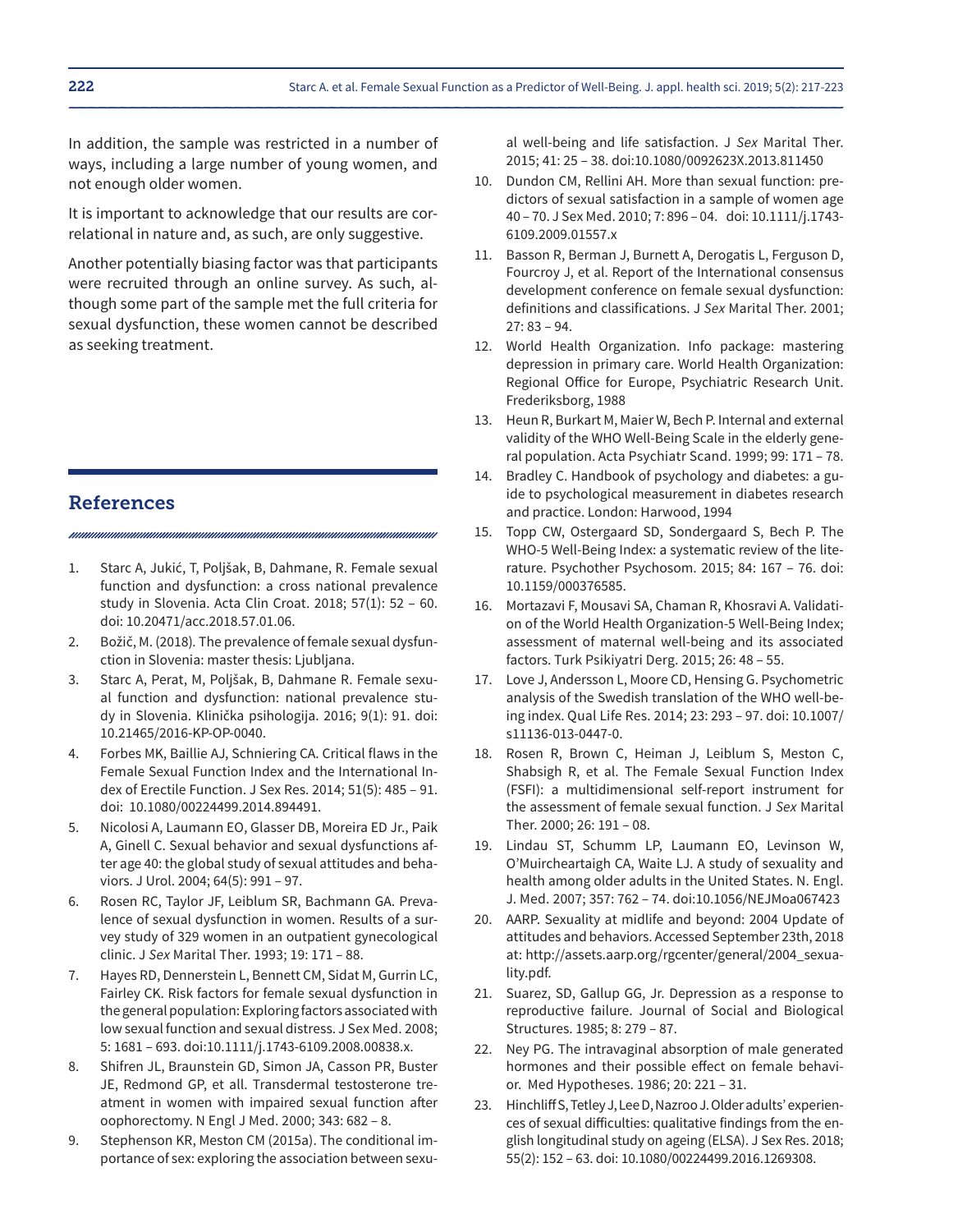In addition, the sample was restricted in a number of ways, including a large number of young women, and not enough older women.

It is important to acknowledge that our results are correlational in nature and, as such, are only suggestive.

Another potentially biasing factor was that participants were recruited through an online survey. As such, although some part of the sample met the full criteria for sexual dysfunction, these women cannot be described as seeking treatment.

## References

1. Starc A, Jukić, T, Poljšak, B, Dahmane, R. Female sexual function and dysfunction: a cross national prevalence study in Slovenia. Acta Clin Croat. 2018; 57(1): 52 – 60. doi: 10.20471/acc.2018.57.01.06.
2. Božič, M. (2018). The prevalence of female sexual dysfunction in Slovenia: master thesis: Ljubljana.
3. Starc A, Perat, M, Poljšak, B, Dahmane R. Female sexual function and dysfunction: national prevalence study in Slovenia. Klinička psihologija. 2016; 9(1): 91. doi: 10.21465/2016-KP-OP-0040.
4. Forbes MK, Baillie AJ, Schniering CA. Critical flaws in the Female Sexual Function Index and the International Index of Erectile Function. J Sex Res. 2014; 51(5): 485 – 91. doi: 10.1080/00224499.2014.894491.
5. Nicolosi A, Laumann EO, Glasser DB, Moreira ED Jr., Paik A, Ginell C. Sexual behavior and sexual dysfunctions after age 40: the global study of sexual attitudes and behaviors. J Urol. 2004; 64(5): 991 – 97.
6. Rosen RC, Taylor JF, Leiblum SR, Bachmann GA. Prevalence of sexual dysfunction in women. Results of a survey study of 329 women in an outpatient gynecological clinic. J *Sex* Marital Ther. 1993; 19: 171 – 88.
7. Hayes RD, Dennerstein L, Bennett CM, Sidat M, Gurrin LC, Fairley CK. Risk factors for female sexual dysfunction in the general population: Exploring factors associated with low sexual function and sexual distress. J Sex Med. 2008; 5: 1681 – 693. doi:10.1111/j.1743-6109.2008.00838.x.
8. Shifren JL, Braunstein GD, Simon JA, Casson PR, Buster JE, Redmond GP, et all. Transdermal testosterone treatment in women with impaired sexual function after oophorectomy. N Engl J Med. 2000; 343: 682 – 8.
9. Stephenson KR, Meston CM (2015a). The conditional importance of sex: exploring the association between sexual well-being and life satisfaction. J *Sex* Marital Ther. 2015; 41: 25 – 38. doi:10.1080/0092623X.2013.811450
10. Dundon CM, Rellini AH. More than sexual function: predictors of sexual satisfaction in a sample of women age 40 – 70. J Sex Med. 2010; 7: 896 – 04. doi: 10.1111/j.1743-6109.2009.01557.x
11. Basson R, Berman J, Burnett A, Derogatis L, Ferguson D, Fourcroy J, et al. Report of the International consensus development conference on female sexual dysfunction: definitions and classifications. J *Sex* Marital Ther. 2001; 27: 83 – 94.
12. World Health Organization. Info package: mastering depression in primary care. World Health Organization: Regional Office for Europe, Psychiatric Research Unit. Frederiksborg, 1988
13. Heun R, Burkart M, Maier W, Bech P. Internal and external validity of the WHO Well-Being Scale in the elderly general population. Acta Psychiatr Scand. 1999; 99: 171 – 78.
14. Bradley C. Handbook of psychology and diabetes: a guide to psychological measurement in diabetes research and practice. London: Harwood, 1994
15. Topp CW, Ostergaard SD, Sondergaard S, Bech P. The WHO-5 Well-Being Index: a systematic review of the literature. Psychother Psychosom. 2015; 84: 167 – 76. doi: 10.1159/000376585.
16. Mortazavi F, Mousavi SA, Chaman R, Khosravi A. Validation of the World Health Organization-5 Well-Being Index; assessment of maternal well-being and its associated factors. Turk Psikiyatri Derg. 2015; 26: 48 – 55.
17. Love J, Andersson L, Moore CD, Hensing G. Psychometric analysis of the Swedish translation of the WHO well-being index. Qual Life Res. 2014; 23: 293 – 97. doi: 10.1007/s11136-013-0447-0.
18. Rosen R, Brown C, Heiman J, Leiblum S, Meston C, Shabsigh R, et al. The Female Sexual Function Index (FSFI): a multidimensional self-report instrument for the assessment of female sexual function. J *Sex* Marital Ther. 2000; 26: 191 – 08.
19. Lindau ST, Schumm LP, Laumann EO, Levinson W, O'Muircheartaigh CA, Waite LJ. A study of sexuality and health among older adults in the United States. N. Engl. J. Med. 2007; 357: 762 – 74. doi:10.1056/NEJMoa067423
20. AARP. Sexuality at midlife and beyond: 2004 Update of attitudes and behaviors. Accessed September 23th, 2018 at: http://assets.aarp.org/rgcenter/general/2004_sexuality.pdf.
21. Suarez, SD, Gallup GG, Jr. Depression as a response to reproductive failure. Journal of Social and Biological Structures. 1985; 8: 279 – 87.
22. Ney PG. The intravaginal absorption of male generated hormones and their possible effect on female behavior. Med Hypotheses. 1986; 20: 221 – 31.
23. Hinchliff S, Tetley J, Lee D, Nazroo J. Older adults' experiences of sexual difficulties: qualitative findings from the english longitudinal study on ageing (ELSA). J Sex Res. 2018; 55(2): 152 – 63. doi: 10.1080/00224499.2016.1269308.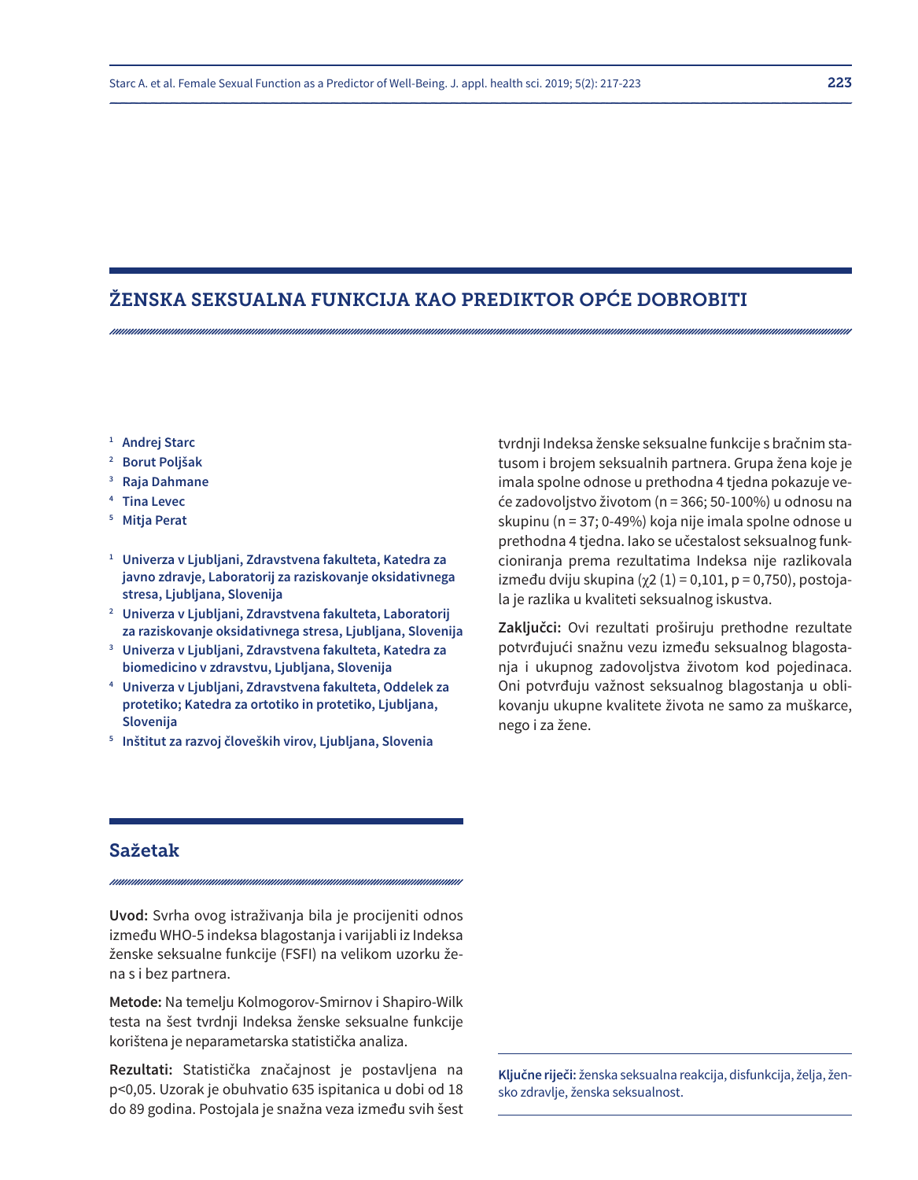# ŽENSKA SEKSUALNA FUNKCIJA KAO PREDIKTOR OPĆE DOBROBITI

[1] **Andrej Starc**
[2] **Borut Poljšak**
[3] **Raja Dahmane**
[4] **Tina Levec**
[5] **Mitja Perat**

[1] **Univerza v Ljubljani, Zdravstvena fakulteta, Katedra za javno zdravje, Laboratorij za raziskovanje oksidativnega stresa, Ljubljana, Slovenija**
[2] **Univerza v Ljubljani, Zdravstvena fakulteta, Laboratorij za raziskovanje oksidativnega stresa, Ljubljana, Slovenija**
[3] **Univerza v Ljubljani, Zdravstvena fakulteta, Katedra za biomedicino v zdravstvu, Ljubljana, Slovenija**
[4] **Univerza v Ljubljani, Zdravstvena fakulteta, Oddelek za protetiko; Katedra za ortotiko in protetiko, Ljubljana, Slovenija**
[5] **Inštitut za razvoj človeških virov, Ljubljana, Slovenia**

## Sažetak

**Uvod:** Svrha ovog istraživanja bila je procijeniti odnos između WHO-5 indeksa blagostanja i varijabli iz Indeksa ženske seksualne funkcije (FSFI) na velikom uzorku žena s i bez partnera.

**Metode:** Na temelju Kolmogorov-Smirnov i Shapiro-Wilk testa na šest tvrdnji Indeksa ženske seksualne funkcije korištena je neparametarska statistička analiza.

**Rezultati:** Statistička značajnost je postavljena na $p<0,05$. Uzorak je obuhvatio 635 ispitanica u dobi od 18 do 89 godina. Postojala je snažna veza između svih šest tvrdnji Indeksa ženske seksualne funkcije s bračnim statusom i brojem seksualnih partnera. Grupa žena koje je imala spolne odnose u prethodna 4 tjedna pokazuje veće zadovoljstvo životom (n = 366; 50-100%) u odnosu na skupinu (n = 37; 0-49%) koja nije imala spolne odnose u prethodna 4 tjedna. Iako se učestalost seksualnog funkcioniranja prema rezultatima Indeksa nije razlikovala između dviju skupina ($\chi^2$ (1) = 0,101, p = 0,750), postojala je razlika u kvaliteti seksualnog iskustva.

**Zaključci:** Ovi rezultati proširuju prethodne rezultate potvrđujući snažnu vezu između seksualnog blagostanja i ukupnog zadovoljstva životom kod pojedinaca. Oni potvrđuju važnost seksualnog blagostanja u oblikovanju ukupne kvalitete života ne samo za muškarce, nego i za žene.

**Ključne riječi:** ženska seksualna reakcija, disfunkcija, želja, žensko zdravlje, ženska seksualnost.